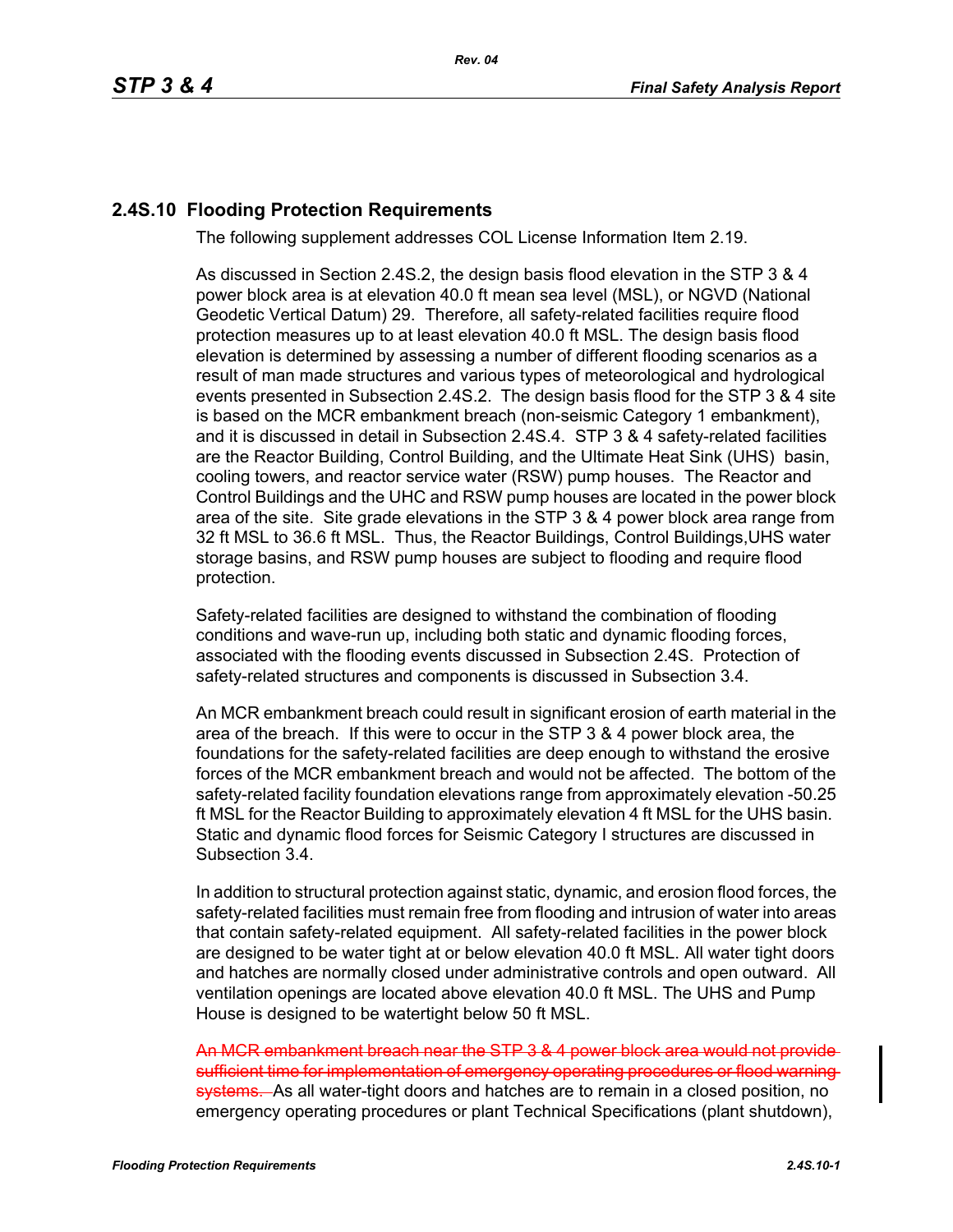## 2.4S.10 Flooding Protection Requirements

The following supplement addresses COL License Information Item 2.19.

As discussed in Section 2.4S.2, the design basis flood elevation in the STP 3 & 4 power block area is at elevation 40.0 ft mean sea level (MSL), or NGVD (National Geodetic Vertical Datum) 29. Therefore, all safety-related facilities require flood protection measures up to at least elevation 40.0 ft MSL. The design basis flood elevation is determined by assessing a number of different flooding scenarios as a result of man made structures and various types of meteorological and hydrological events presented in Subsection 2.4S.2. The design basis flood for the STP 3 & 4 site is based on the MCR embankment breach (non-seismic Category 1 embankment), and it is discussed in detail in Subsection 2.4S.4. STP 3 & 4 safety-related facilities are the Reactor Building, Control Building, and the Ultimate Heat Sink (UHS) basin, cooling towers, and reactor service water (RSW) pump houses. The Reactor and Control Buildings and the UHC and RSW pump houses are located in the power block area of the site. Site grade elevations in the STP 3 & 4 power block area range from 32 ft MSL to 36.6 ft MSL. Thus, the Reactor Buildings, Control Buildings,UHS water storage basins, and RSW pump houses are subject to flooding and require flood protection.

Safety-related facilities are designed to withstand the combination of flooding conditions and wave-run up, including both static and dynamic flooding forces, associated with the flooding events discussed in Subsection 2.4S. Protection of safety-related structures and components is discussed in Subsection 3.4.

An MCR embankment breach could result in significant erosion of earth material in the area of the breach. If this were to occur in the STP 3 & 4 power block area, the foundations for the safety-related facilities are deep enough to withstand the erosive forces of the MCR embankment breach and would not be affected. The bottom of the safety-related facility foundation elevations range from approximately elevation -50.25 ft MSL for the Reactor Building to approximately elevation 4 ft MSL for the UHS basin. Static and dynamic flood forces for Seismic Category I structures are discussed in Subsection 3.4.

In addition to structural protection against static, dynamic, and erosion flood forces, the safety-related facilities must remain free from flooding and intrusion of water into areas that contain safety-related equipment. All safety-related facilities in the power block are designed to be water tight at or below elevation 40.0 ft MSL. All water tight doors and hatches are normally closed under administrative controls and open outward. All ventilation openings are located above elevation 40.0 ft MSL. The UHS and Pump House is designed to be watertight below 50 ft MSL.

~~An MCR embankment breach near the STP 3 & 4 power block area would not provide sufficient time for implementation of emergency operating procedures or flood warning systems.~~ As all water-tight doors and hatches are to remain in a closed position, no emergency operating procedures or plant Technical Specifications (plant shutdown),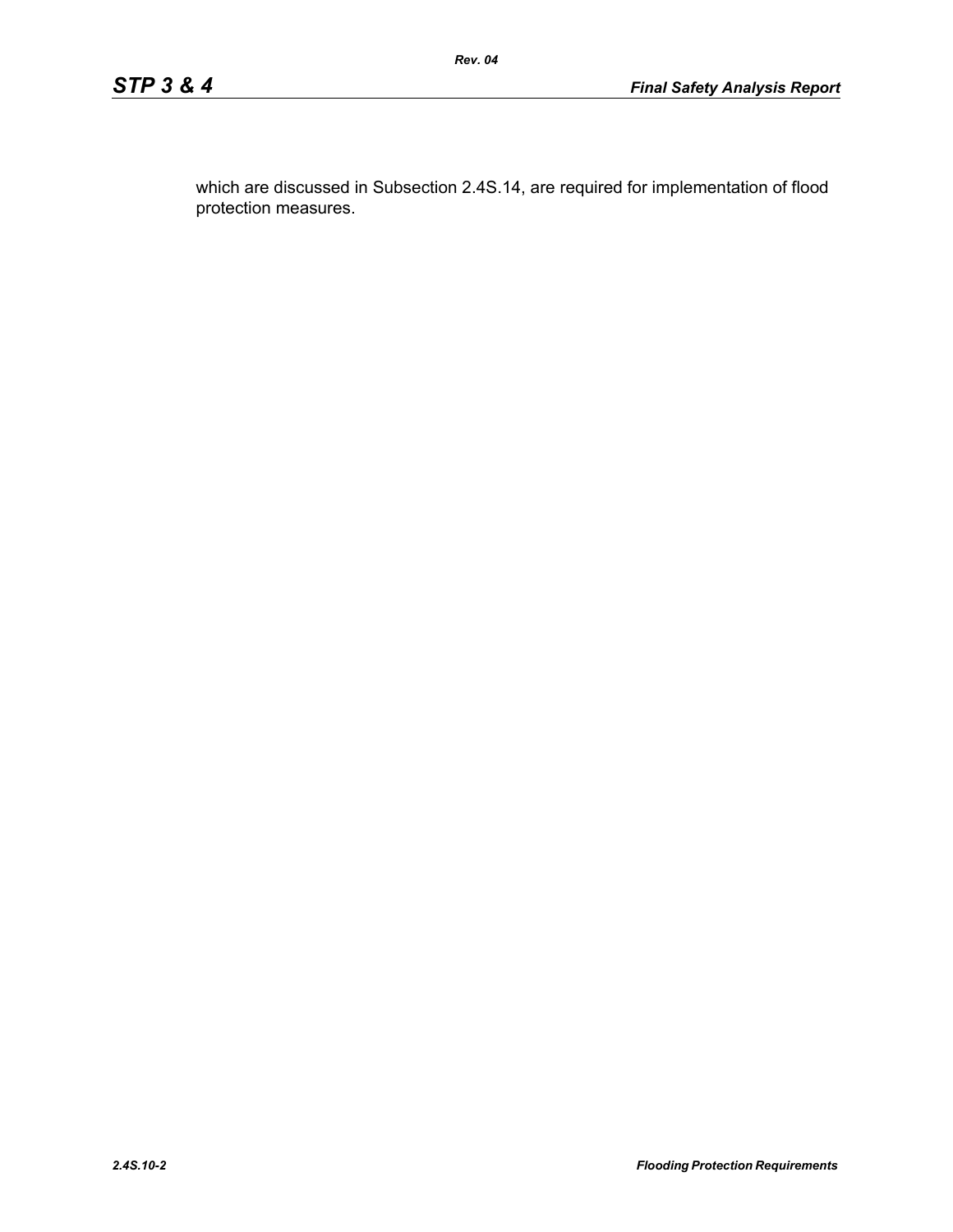which are discussed in Subsection 2.4S.14, are required for implementation of flood protection measures.